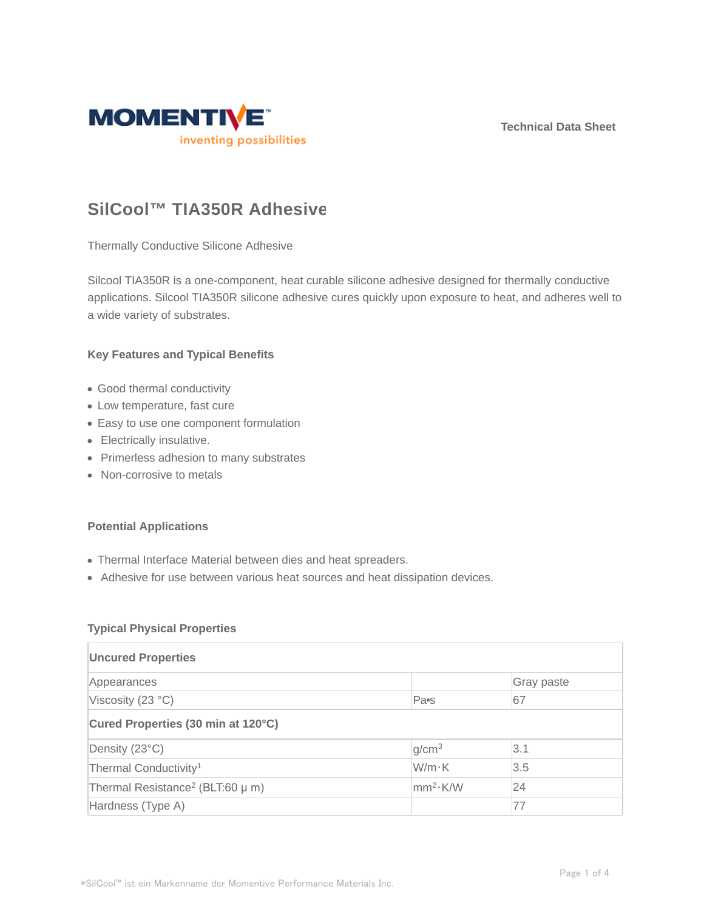Technical Data Sheet

# SilCool™ TIA350R Adhesive

Thermally Conductive Silicone Adhesive

Silcool TIA350R is a one-component, heat curable silicone adhesive designed for thermally conductive applications. Silcool TIA350R silicone adhesive cures quickly upon exposure to heat, and adheres well to a wide variety of substrates.

### Key Features and Typical Benefits

- Good thermal conductivity
- Low temperature, fast cure
- Easy to use one component formulation
- Electrically insulative.
- Primerless adhesion to many substrates
- Non-corrosive to metals

### Potential Applications

- Thermal Interface Material between dies and heat spreaders.
- Adhesive for use between various heat sources and heat dissipation devices.

### Typical Physical Properties

| **Uncured Properties** | | |
|---|---|---|
| Appearances | | Gray paste |
| Viscosity (23 °C) | Pa•s | 67 |
| **Cured Properties (30 min at 120°C)** | | |
| Density (23°C) | $g/cm^3$ | 3.1 |
| Thermal Conductivity[1] | W/m·K | 3.5 |
| Thermal Resistance[2] (BLT:60 μ m) | $mm^2$·K/W | 24 |
| Hardness (Type A) | | 77 |

*SilCool™ ist ein Markenname der Momentive Performance Materials Inc.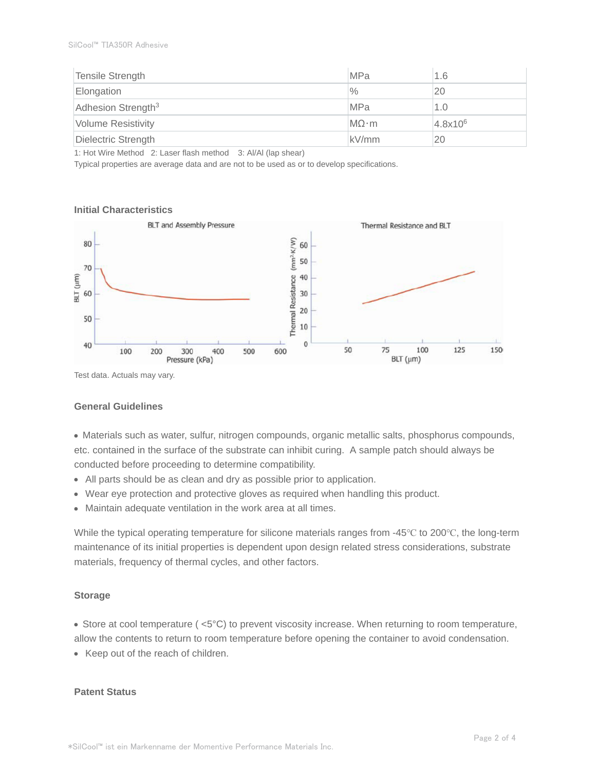| Tensile Strength | MPa | 1.6 |
|---|---|---|
| Elongation | % | 20 |
| Adhesion Strength[3] | MPa | 1.0 |
| Volume Resistivity | MΩ·m | $4.8 \times 10^6$ |
| Dielectric Strength | kV/mm | 20 |

1: Hot Wire Method 2: Laser flash method 3: Al/Al (lap shear)

Typical properties are average data and are not to be used as or to develop specifications.

### Initial Characteristics

Test data. Actuals may vary.

### General Guidelines

- Materials such as water, sulfur, nitrogen compounds, organic metallic salts, phosphorus compounds, etc. contained in the surface of the substrate can inhibit curing. A sample patch should always be conducted before proceeding to determine compatibility.
- All parts should be as clean and dry as possible prior to application.
- Wear eye protection and protective gloves as required when handling this product.
- Maintain adequate ventilation in the work area at all times.

While the typical operating temperature for silicone materials ranges from -45℃ to 200℃, the long-term maintenance of its initial properties is dependent upon design related stress considerations, substrate materials, frequency of thermal cycles, and other factors.

### Storage

- Store at cool temperature ( <5°C) to prevent viscosity increase. When returning to room temperature, allow the contents to return to room temperature before opening the container to avoid condensation.
- Keep out of the reach of children.

### Patent Status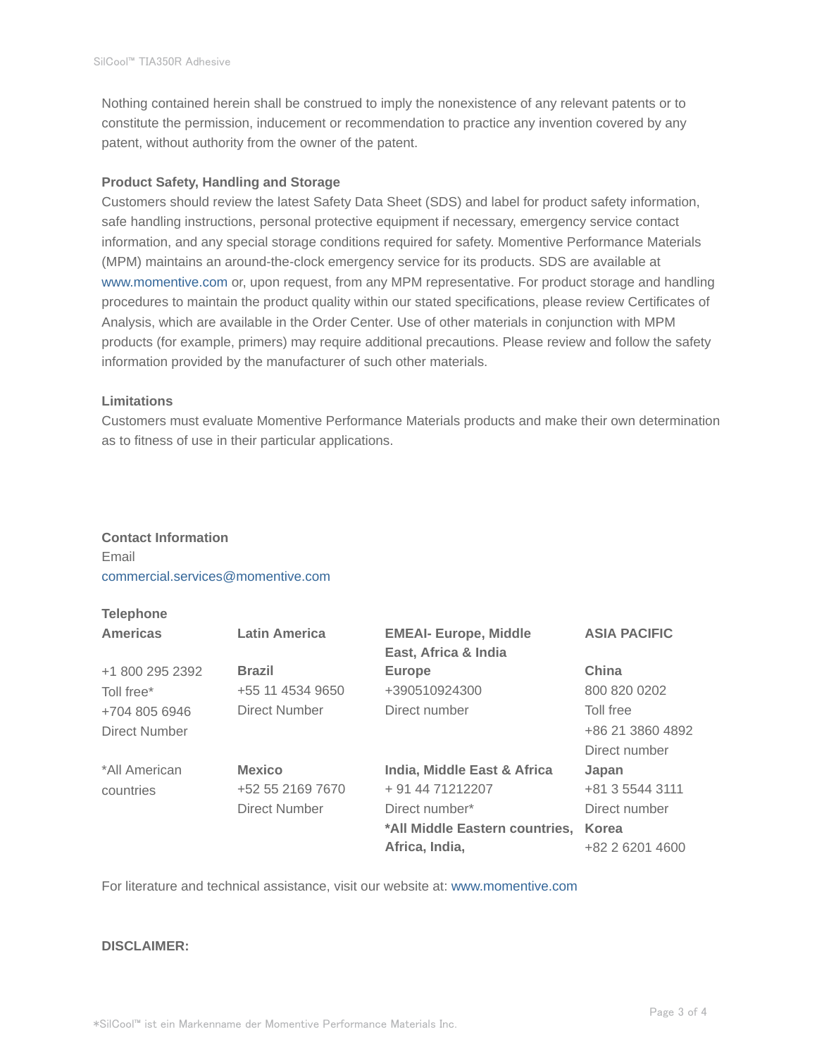Nothing contained herein shall be construed to imply the nonexistence of any relevant patents or to constitute the permission, inducement or recommendation to practice any invention covered by any patent, without authority from the owner of the patent.

**Product Safety, Handling and Storage**

Customers should review the latest Safety Data Sheet (SDS) and label for product safety information, safe handling instructions, personal protective equipment if necessary, emergency service contact information, and any special storage conditions required for safety. Momentive Performance Materials (MPM) maintains an around-the-clock emergency service for its products. SDS are available at www.momentive.com or, upon request, from any MPM representative. For product storage and handling procedures to maintain the product quality within our stated specifications, please review Certificates of Analysis, which are available in the Order Center. Use of other materials in conjunction with MPM products (for example, primers) may require additional precautions. Please review and follow the safety information provided by the manufacturer of such other materials.

**Limitations**

Customers must evaluate Momentive Performance Materials products and make their own determination as to fitness of use in their particular applications.

**Contact Information**

Email

commercial.services@momentive.com

**Telephone**

| **Americas** | **Latin America** | **EMEAI- Europe, Middle East, Africa & India** | **ASIA PACIFIC** |
|---|---|---|---|
| +1 800 295 2392<br>Toll free*<br>+704 805 6946<br>Direct Number | **Brazil**<br>+55 11 4534 9650<br>Direct Number | **Europe**<br>+390510924300<br>Direct number | **China**<br>800 820 0202<br>Toll free<br>+86 21 3860 4892<br>Direct number |
| *All American countries | **Mexico**<br>+52 55 2169 7670<br>Direct Number | **India, Middle East & Africa**<br>+ 91 44 71212207<br>Direct number*<br>**\*All Middle Eastern countries, Africa, India,** | **Japan**<br>+81 3 5544 3111<br>Direct number<br>**Korea**<br>+82 2 6201 4600 |

For literature and technical assistance, visit our website at: www.momentive.com

**DISCLAIMER:**

*SilCool™ ist ein Markenname der Momentive Performance Materials Inc.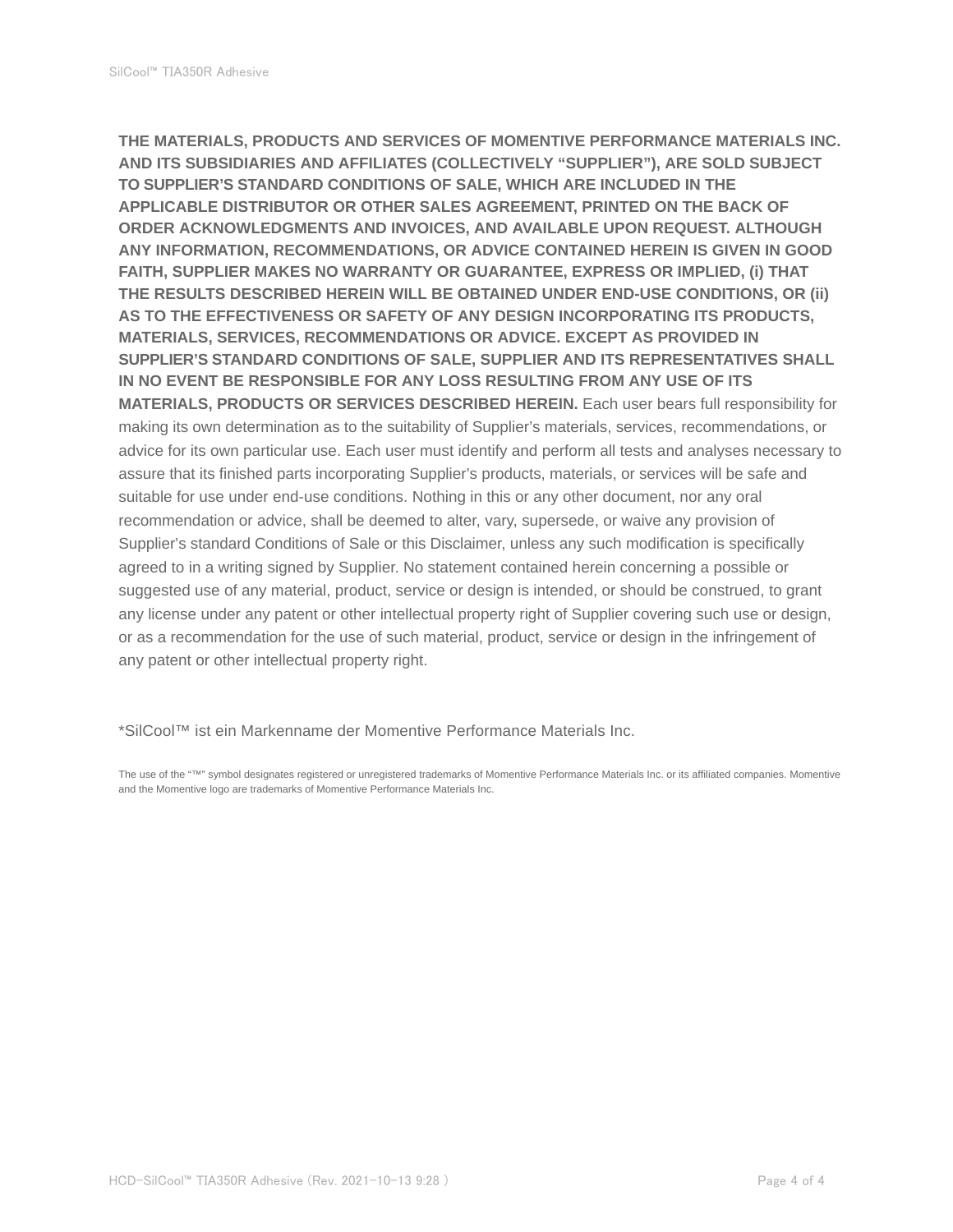**THE MATERIALS, PRODUCTS AND SERVICES OF MOMENTIVE PERFORMANCE MATERIALS INC. AND ITS SUBSIDIARIES AND AFFILIATES (COLLECTIVELY "SUPPLIER"), ARE SOLD SUBJECT TO SUPPLIER'S STANDARD CONDITIONS OF SALE, WHICH ARE INCLUDED IN THE APPLICABLE DISTRIBUTOR OR OTHER SALES AGREEMENT, PRINTED ON THE BACK OF ORDER ACKNOWLEDGMENTS AND INVOICES, AND AVAILABLE UPON REQUEST. ALTHOUGH ANY INFORMATION, RECOMMENDATIONS, OR ADVICE CONTAINED HEREIN IS GIVEN IN GOOD FAITH, SUPPLIER MAKES NO WARRANTY OR GUARANTEE, EXPRESS OR IMPLIED, (i) THAT THE RESULTS DESCRIBED HEREIN WILL BE OBTAINED UNDER END-USE CONDITIONS, OR (ii) AS TO THE EFFECTIVENESS OR SAFETY OF ANY DESIGN INCORPORATING ITS PRODUCTS, MATERIALS, SERVICES, RECOMMENDATIONS OR ADVICE. EXCEPT AS PROVIDED IN SUPPLIER'S STANDARD CONDITIONS OF SALE, SUPPLIER AND ITS REPRESENTATIVES SHALL IN NO EVENT BE RESPONSIBLE FOR ANY LOSS RESULTING FROM ANY USE OF ITS MATERIALS, PRODUCTS OR SERVICES DESCRIBED HEREIN.** Each user bears full responsibility for making its own determination as to the suitability of Supplier's materials, services, recommendations, or advice for its own particular use. Each user must identify and perform all tests and analyses necessary to assure that its finished parts incorporating Supplier's products, materials, or services will be safe and suitable for use under end-use conditions. Nothing in this or any other document, nor any oral recommendation or advice, shall be deemed to alter, vary, supersede, or waive any provision of Supplier's standard Conditions of Sale or this Disclaimer, unless any such modification is specifically agreed to in a writing signed by Supplier. No statement contained herein concerning a possible or suggested use of any material, product, service or design is intended, or should be construed, to grant any license under any patent or other intellectual property right of Supplier covering such use or design, or as a recommendation for the use of such material, product, service or design in the infringement of any patent or other intellectual property right.

*SilCool™ ist ein Markenname der Momentive Performance Materials Inc.

The use of the "™" symbol designates registered or unregistered trademarks of Momentive Performance Materials Inc. or its affiliated companies. Momentive and the Momentive logo are trademarks of Momentive Performance Materials Inc.